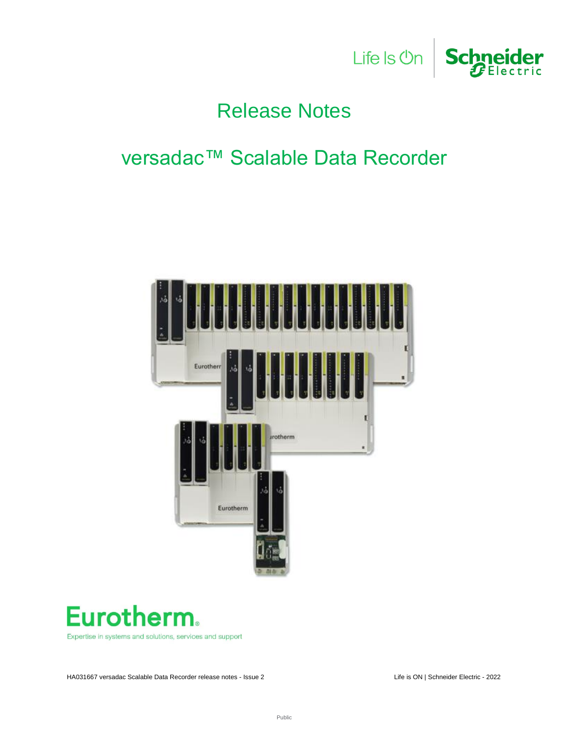# Release Notes

# versadac™ Scalable Data Recorder

Eurotherm

Expertise in systems and solutions, services and support

HA031667 versadac Scalable Data Recorder release notes - Issue 2

Life is ON | Schneider Electric - 2022

Public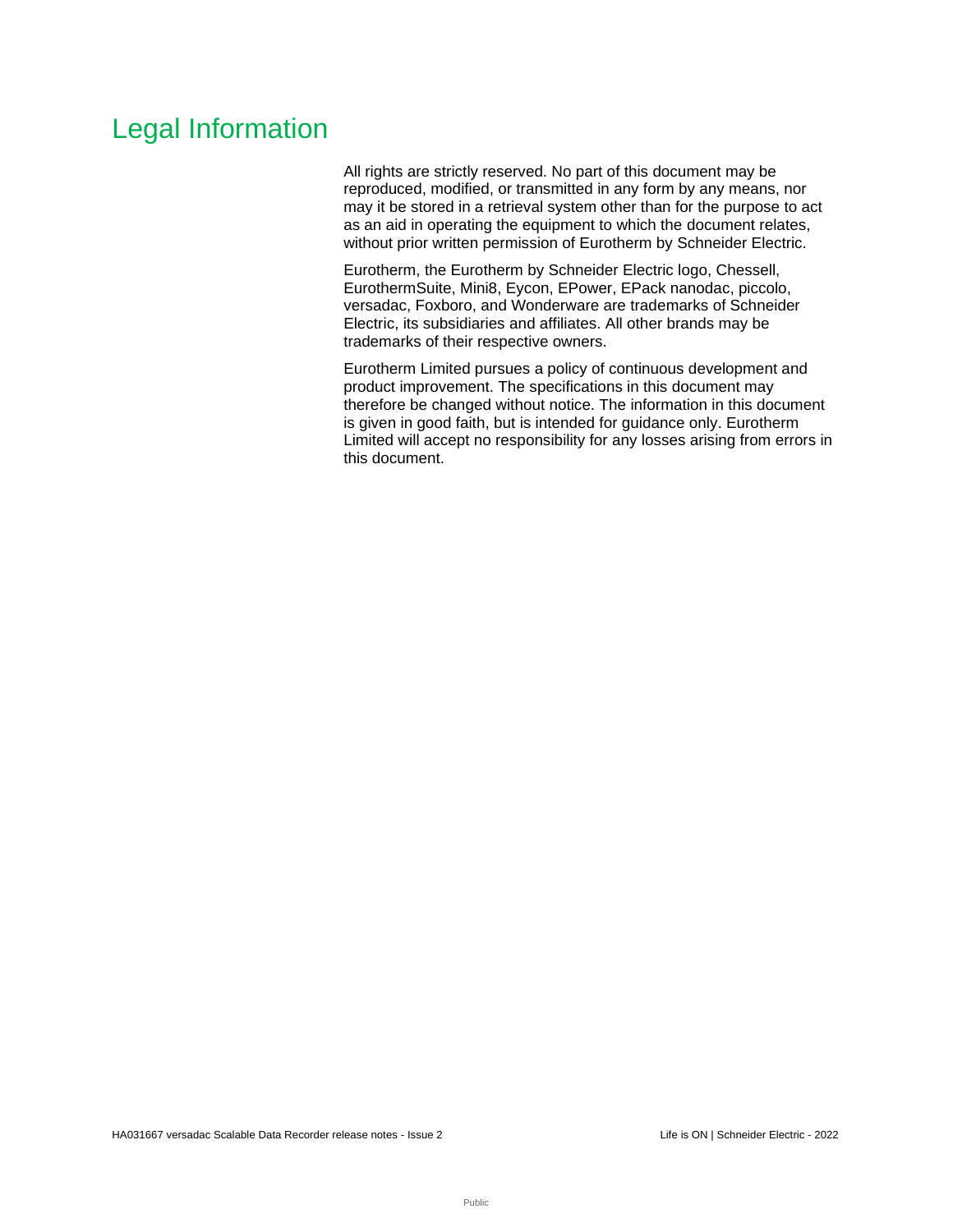# Legal Information

All rights are strictly reserved. No part of this document may be reproduced, modified, or transmitted in any form by any means, nor may it be stored in a retrieval system other than for the purpose to act as an aid in operating the equipment to which the document relates, without prior written permission of Eurotherm by Schneider Electric.

Eurotherm, the Eurotherm by Schneider Electric logo, Chessell, EurothermSuite, Mini8, Eycon, EPower, EPack nanodac, piccolo, versadac, Foxboro, and Wonderware are trademarks of Schneider Electric, its subsidiaries and affiliates. All other brands may be trademarks of their respective owners.

Eurotherm Limited pursues a policy of continuous development and product improvement. The specifications in this document may therefore be changed without notice. The information in this document is given in good faith, but is intended for guidance only. Eurotherm Limited will accept no responsibility for any losses arising from errors in this document.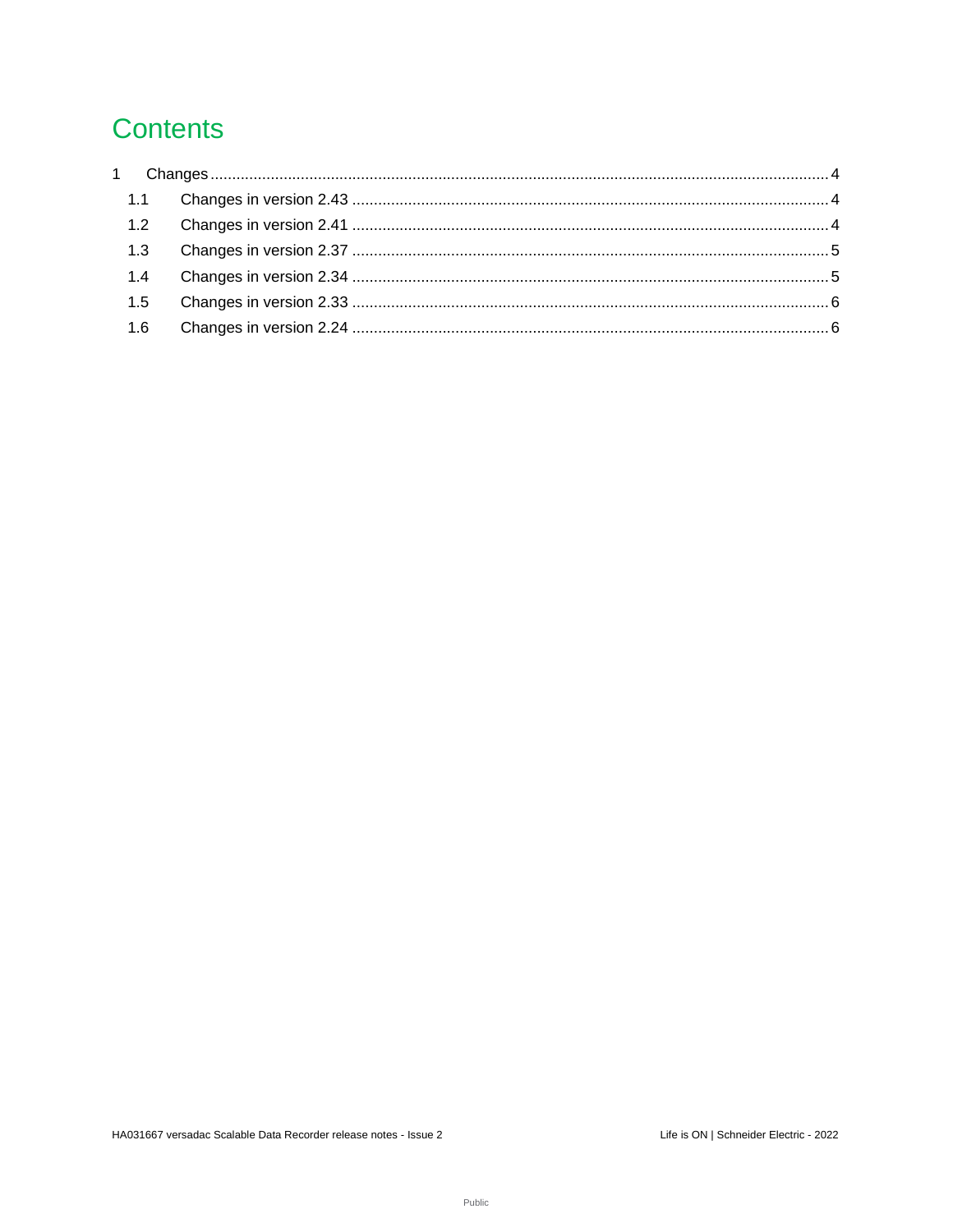# Contents

1 Changes ..................... 4
  1.1 Changes in version 2.43 ..................... 4
  1.2 Changes in version 2.41 ..................... 4
  1.3 Changes in version 2.37 ..................... 5
  1.4 Changes in version 2.34 ..................... 5
  1.5 Changes in version 2.33 ..................... 6
  1.6 Changes in version 2.24 ..................... 6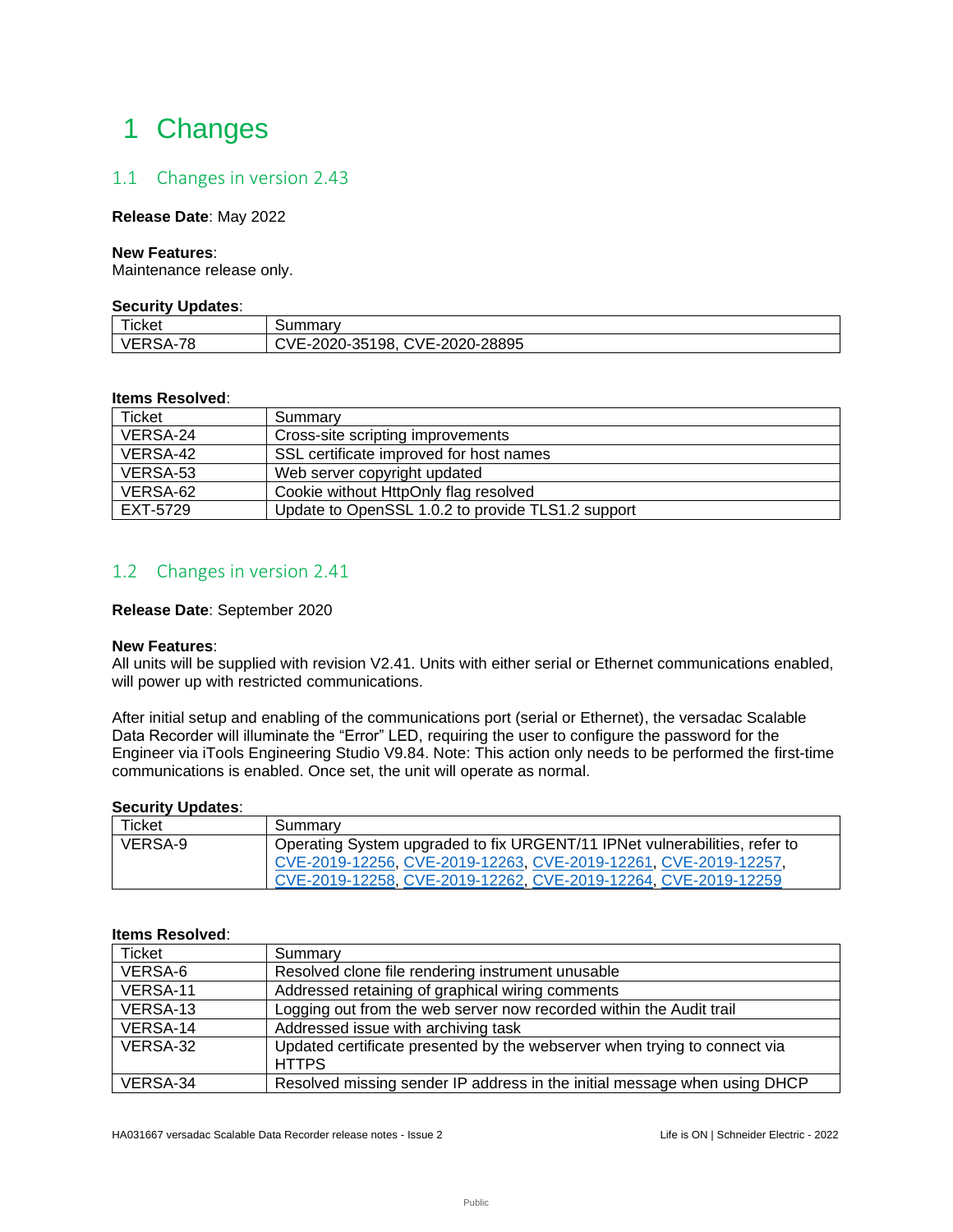# 1 Changes

## 1.1 Changes in version 2.43

**Release Date**: May 2022

**New Features**:
Maintenance release only.

**Security Updates**:

| Ticket | Summary |
|---|---|
| VERSA-78 | CVE-2020-35198, CVE-2020-28895 |

**Items Resolved**:

| Ticket | Summary |
|---|---|
| VERSA-24 | Cross-site scripting improvements |
| VERSA-42 | SSL certificate improved for host names |
| VERSA-53 | Web server copyright updated |
| VERSA-62 | Cookie without HttpOnly flag resolved |
| EXT-5729 | Update to OpenSSL 1.0.2 to provide TLS1.2 support |

## 1.2 Changes in version 2.41

**Release Date**: September 2020

**New Features**:
All units will be supplied with revision V2.41. Units with either serial or Ethernet communications enabled, will power up with restricted communications.

After initial setup and enabling of the communications port (serial or Ethernet), the versadac Scalable Data Recorder will illuminate the "Error" LED, requiring the user to configure the password for the Engineer via iTools Engineering Studio V9.84. Note: This action only needs to be performed the first-time communications is enabled. Once set, the unit will operate as normal.

**Security Updates**:

| Ticket | Summary |
|---|---|
| VERSA-9 | Operating System upgraded to fix URGENT/11 IPNet vulnerabilities, refer to CVE-2019-12256, CVE-2019-12263, CVE-2019-12261, CVE-2019-12257, CVE-2019-12258, CVE-2019-12262, CVE-2019-12264, CVE-2019-12259 |

**Items Resolved**:

| Ticket | Summary |
|---|---|
| VERSA-6 | Resolved clone file rendering instrument unusable |
| VERSA-11 | Addressed retaining of graphical wiring comments |
| VERSA-13 | Logging out from the web server now recorded within the Audit trail |
| VERSA-14 | Addressed issue with archiving task |
| VERSA-32 | Updated certificate presented by the webserver when trying to connect via HTTPS |
| VERSA-34 | Resolved missing sender IP address in the initial message when using DHCP |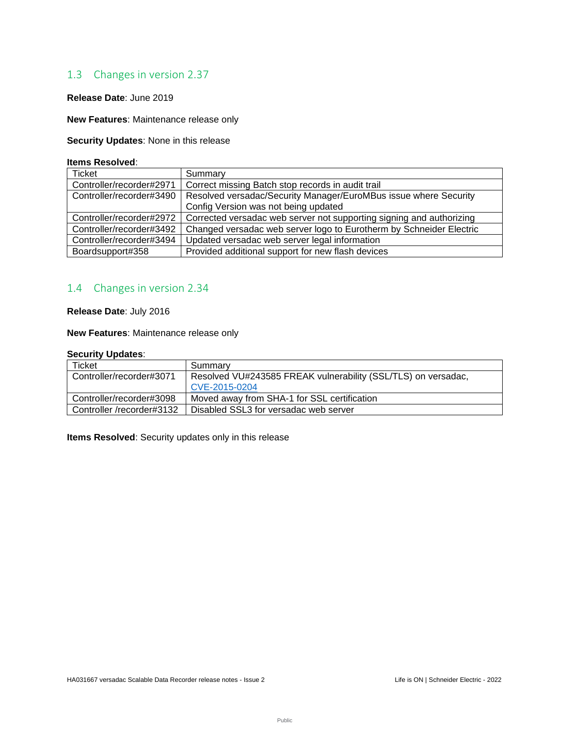## 1.3 Changes in version 2.37

**Release Date**: June 2019

**New Features**: Maintenance release only

**Security Updates**: None in this release

**Items Resolved**:

| Ticket | Summary |
| --- | --- |
| Controller/recorder#2971 | Correct missing Batch stop records in audit trail |
| Controller/recorder#3490 | Resolved versadac/Security Manager/EuroMBus issue where Security Config Version was not being updated |
| Controller/recorder#2972 | Corrected versadac web server not supporting signing and authorizing |
| Controller/recorder#3492 | Changed versadac web server logo to Eurotherm by Schneider Electric |
| Controller/recorder#3494 | Updated versadac web server legal information |
| Boardsupport#358 | Provided additional support for new flash devices |

## 1.4 Changes in version 2.34

**Release Date**: July 2016

**New Features**: Maintenance release only

**Security Updates**:

| Ticket | Summary |
| --- | --- |
| Controller/recorder#3071 | Resolved VU#243585 FREAK vulnerability (SSL/TLS) on versadac, CVE-2015-0204 |
| Controller/recorder#3098 | Moved away from SHA-1 for SSL certification |
| Controller /recorder#3132 | Disabled SSL3 for versadac web server |

**Items Resolved**: Security updates only in this release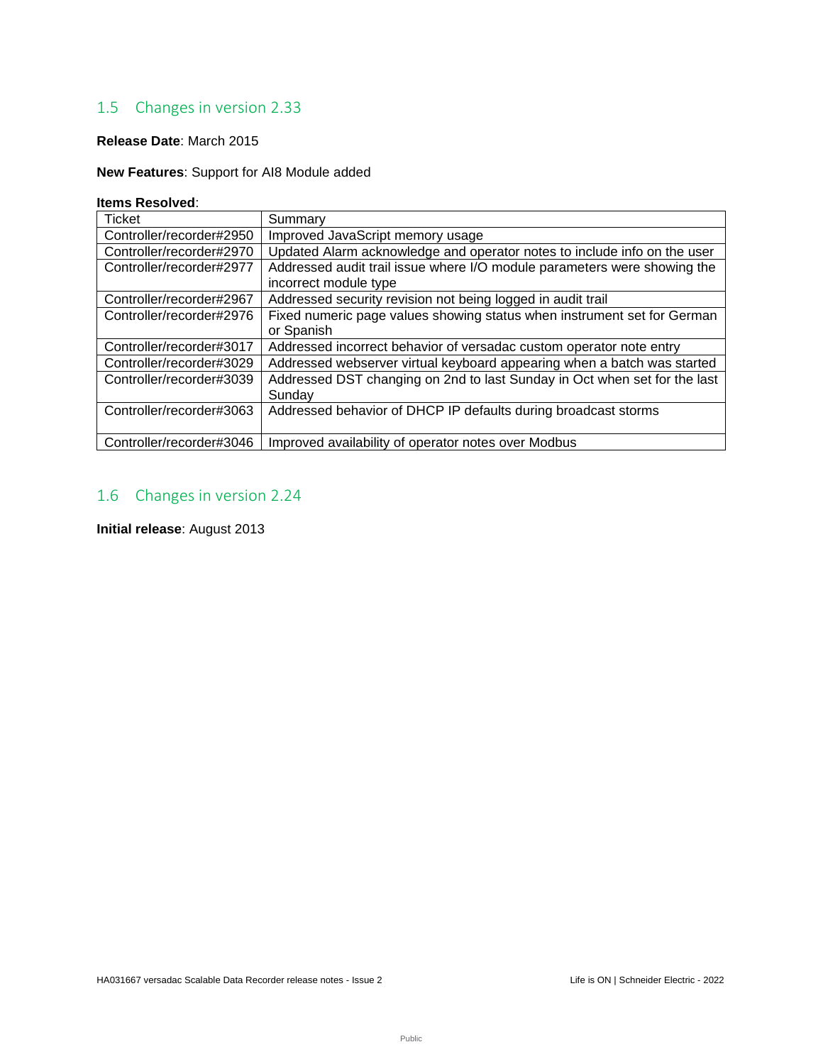## 1.5 Changes in version 2.33

**Release Date**: March 2015

**New Features**: Support for AI8 Module added

**Items Resolved**:

| Ticket | Summary |
|---|---|
| Controller/recorder#2950 | Improved JavaScript memory usage |
| Controller/recorder#2970 | Updated Alarm acknowledge and operator notes to include info on the user |
| Controller/recorder#2977 | Addressed audit trail issue where I/O module parameters were showing the incorrect module type |
| Controller/recorder#2967 | Addressed security revision not being logged in audit trail |
| Controller/recorder#2976 | Fixed numeric page values showing status when instrument set for German or Spanish |
| Controller/recorder#3017 | Addressed incorrect behavior of versadac custom operator note entry |
| Controller/recorder#3029 | Addressed webserver virtual keyboard appearing when a batch was started |
| Controller/recorder#3039 | Addressed DST changing on 2nd to last Sunday in Oct when set for the last Sunday |
| Controller/recorder#3063 | Addressed behavior of DHCP IP defaults during broadcast storms |
| Controller/recorder#3046 | Improved availability of operator notes over Modbus |

## 1.6 Changes in version 2.24

**Initial release**: August 2013